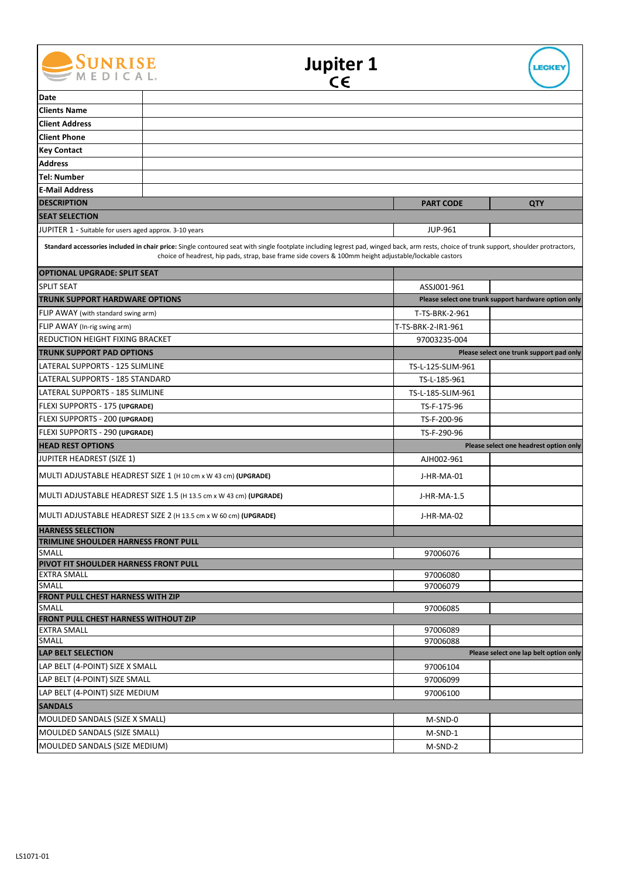# Jupiter 1

CE

| | |
|---|---|
| **Date** | |
| **Clients Name** | |
| **Client Address** | |
| **Client Phone** | |
| **Key Contact** | |
| **Address** | |
| **Tel: Number** | |
| **E-Mail Address** | |

| **DESCRIPTION** | **PART CODE** | **QTY** |
|---|---|---|
| **SEAT SELECTION** | | |
| JUPITER 1 - Suitable for users aged approx. 3-10 years | JUP-961 | |
| **Standard accessories included in chair price:** Single contoured seat with single footplate including legrest pad, winged back, arm rests, choice of trunk support, shoulder protractors, choice of headrest, hip pads, strap, base frame side covers & 100mm height adjustable/lockable castors | | |
| **OPTIONAL UPGRADE: SPLIT SEAT** | | |
| SPLIT SEAT | ASSJ001-961 | |
| **TRUNK SUPPORT HARDWARE OPTIONS** | **Please select one trunk support hardware option only** | |
| FLIP AWAY (with standard swing arm) | T-TS-BRK-2-961 | |
| FLIP AWAY (In-rig swing arm) | T-TS-BRK-2-IR1-961 | |
| REDUCTION HEIGHT FIXING BRACKET | 97003235-004 | |
| **TRUNK SUPPORT PAD OPTIONS** | **Please select one trunk support pad only** | |
| LATERAL SUPPORTS - 125 SLIMLINE | TS-L-125-SLIM-961 | |
| LATERAL SUPPORTS - 185 STANDARD | TS-L-185-961 | |
| LATERAL SUPPORTS - 185 SLIMLINE | TS-L-185-SLIM-961 | |
| FLEXI SUPPORTS - 175 **(UPGRADE)** | TS-F-175-96 | |
| FLEXI SUPPORTS - 200 **(UPGRADE)** | TS-F-200-96 | |
| FLEXI SUPPORTS - 290 **(UPGRADE)** | TS-F-290-96 | |
| **HEAD REST OPTIONS** | **Please select one headrest option only** | |
| JUPITER HEADREST (SIZE 1) | AJH002-961 | |
| MULTI ADJUSTABLE HEADREST SIZE 1 (H 10 cm x W 43 cm) **(UPGRADE)** | J-HR-MA-01 | |
| MULTI ADJUSTABLE HEADREST SIZE 1.5 (H 13.5 cm x W 43 cm) **(UPGRADE)** | J-HR-MA-1.5 | |
| MULTI ADJUSTABLE HEADREST SIZE 2 (H 13.5 cm x W 60 cm) **(UPGRADE)** | J-HR-MA-02 | |
| **HARNESS SELECTION** | | |
| **TRIMLINE SHOULDER HARNESS FRONT PULL** | | |
| SMALL | 97006076 | |
| **PIVOT FIT SHOULDER HARNESS FRONT PULL** | | |
| EXTRA SMALL | 97006080 | |
| SMALL | 97006079 | |
| **FRONT PULL CHEST HARNESS WITH ZIP** | | |
| SMALL | 97006085 | |
| **FRONT PULL CHEST HARNESS WITHOUT ZIP** | | |
| EXTRA SMALL | 97006089 | |
| SMALL | 97006088 | |
| **LAP BELT SELECTION** | **Please select one lap belt option only** | |
| LAP BELT (4-POINT) SIZE X SMALL | 97006104 | |
| LAP BELT (4-POINT) SIZE SMALL | 97006099 | |
| LAP BELT (4-POINT) SIZE MEDIUM | 97006100 | |
| **SANDALS** | | |
| MOULDED SANDALS (SIZE X SMALL) | M-SND-0 | |
| MOULDED SANDALS (SIZE SMALL) | M-SND-1 | |
| MOULDED SANDALS (SIZE MEDIUM) | M-SND-2 | |

LS1071-01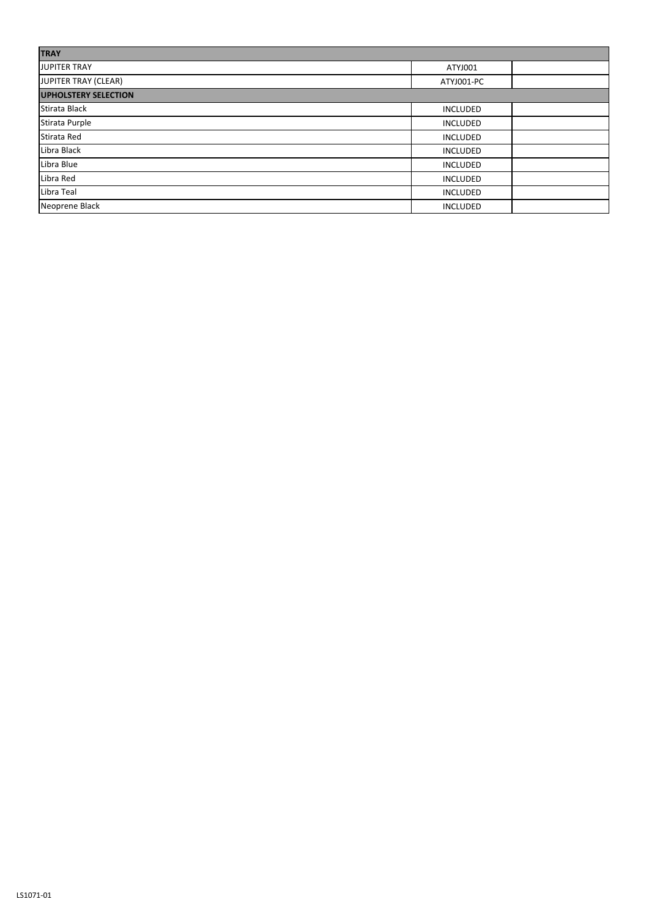| | | |
|---|---|---|
| **TRAY** | | |
| JUPITER TRAY | ATYJ001 | |
| JUPITER TRAY (CLEAR) | ATYJ001-PC | |
| **UPHOLSTERY SELECTION** | | |
| Stirata Black | INCLUDED | |
| Stirata Purple | INCLUDED | |
| Stirata Red | INCLUDED | |
| Libra Black | INCLUDED | |
| Libra Blue | INCLUDED | |
| Libra Red | INCLUDED | |
| Libra Teal | INCLUDED | |
| Neoprene Black | INCLUDED | |

LS1071-01